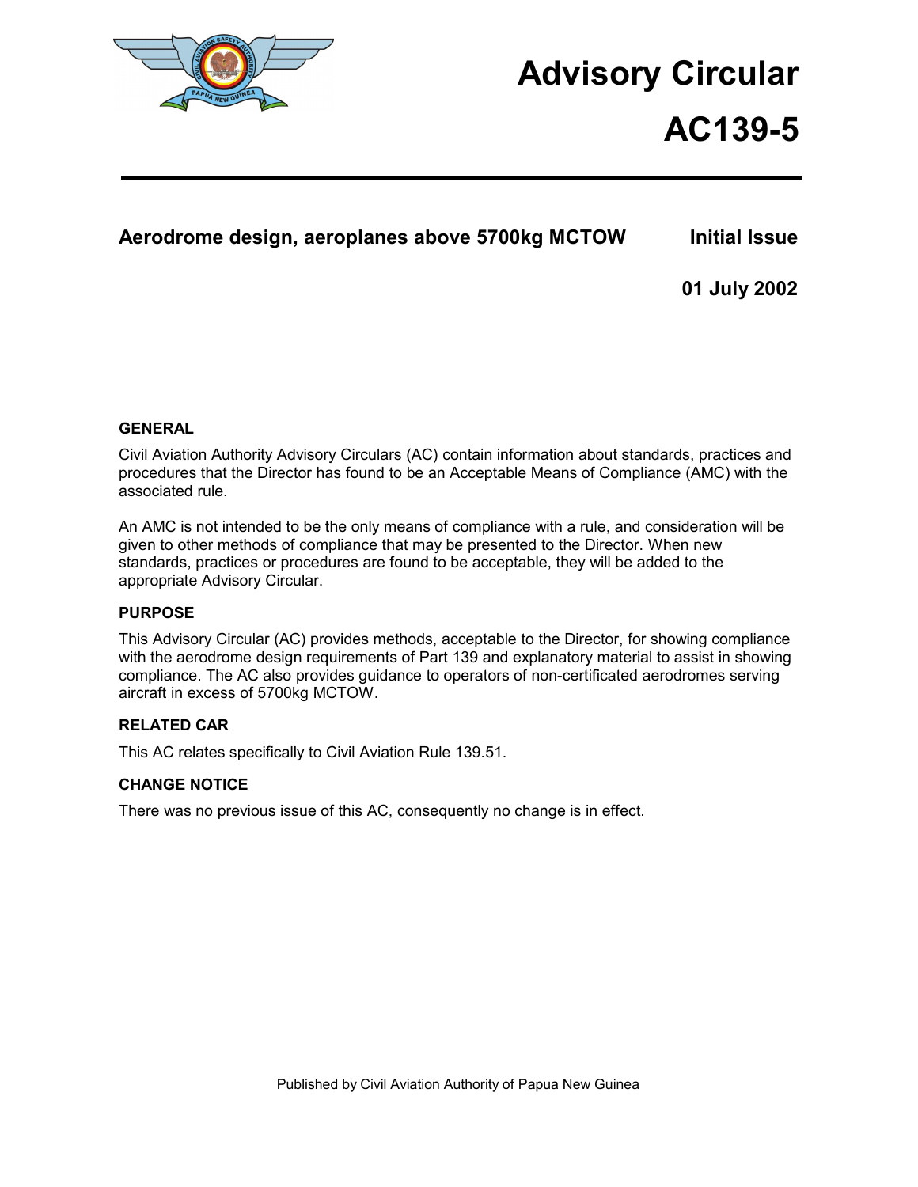# Advisory Circular

# AC139-5

## Aerodrome design, aeroplanes above 5700kg MCTOW

**Initial Issue**

**01 July 2002**

### GENERAL

Civil Aviation Authority Advisory Circulars (AC) contain information about standards, practices and procedures that the Director has found to be an Acceptable Means of Compliance (AMC) with the associated rule.

An AMC is not intended to be the only means of compliance with a rule, and consideration will be given to other methods of compliance that may be presented to the Director. When new standards, practices or procedures are found to be acceptable, they will be added to the appropriate Advisory Circular.

### PURPOSE

This Advisory Circular (AC) provides methods, acceptable to the Director, for showing compliance with the aerodrome design requirements of Part 139 and explanatory material to assist in showing compliance. The AC also provides guidance to operators of non-certificated aerodromes serving aircraft in excess of 5700kg MCTOW.

### RELATED CAR

This AC relates specifically to Civil Aviation Rule 139.51.

### CHANGE NOTICE

There was no previous issue of this AC, consequently no change is in effect.

Published by Civil Aviation Authority of Papua New Guinea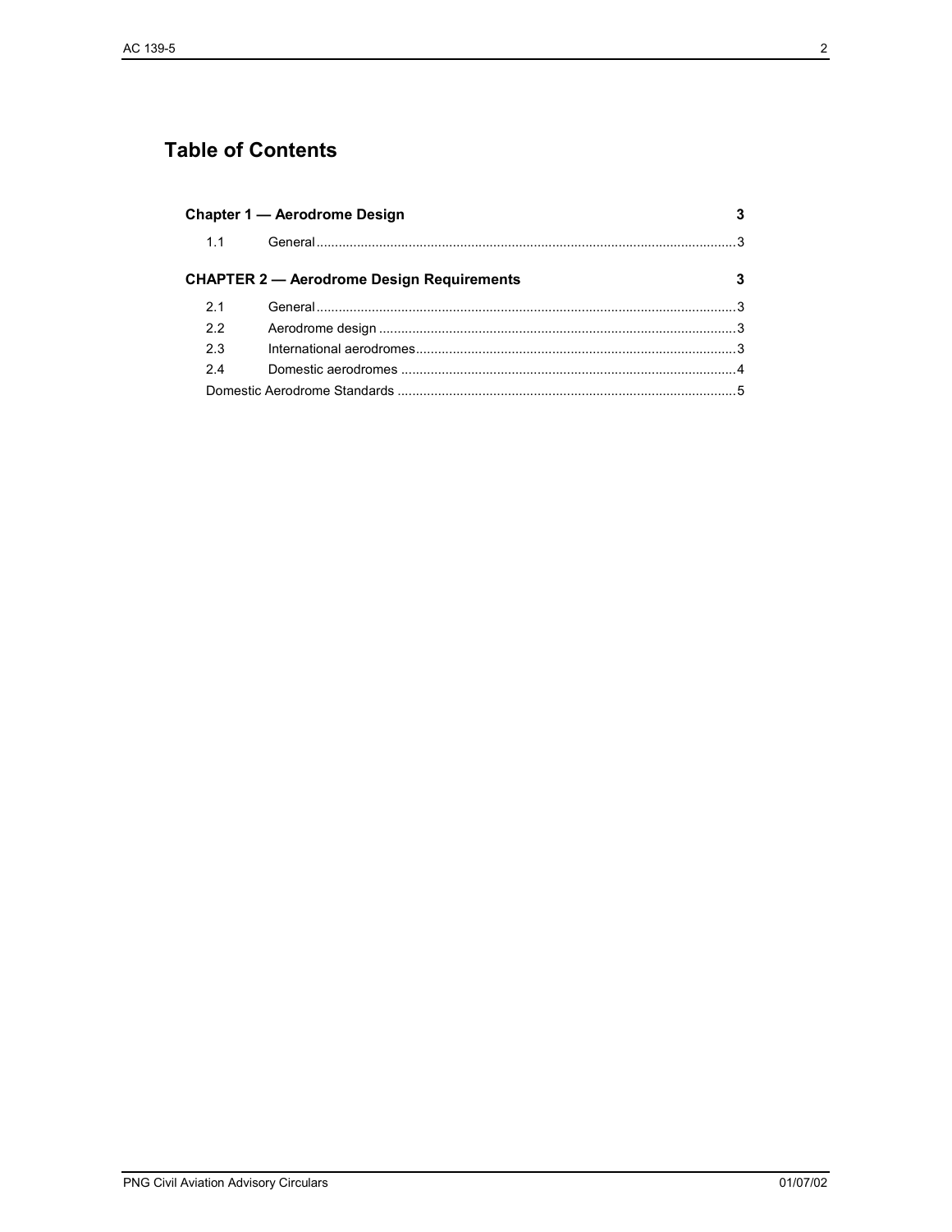# Table of Contents

**Chapter 1 — Aerodrome Design** 3

1.1 General 3

**CHAPTER 2 — Aerodrome Design Requirements** 3

2.1 General 3

2.2 Aerodrome design 3

2.3 International aerodromes 3

2.4 Domestic aerodromes 4

Domestic Aerodrome Standards 5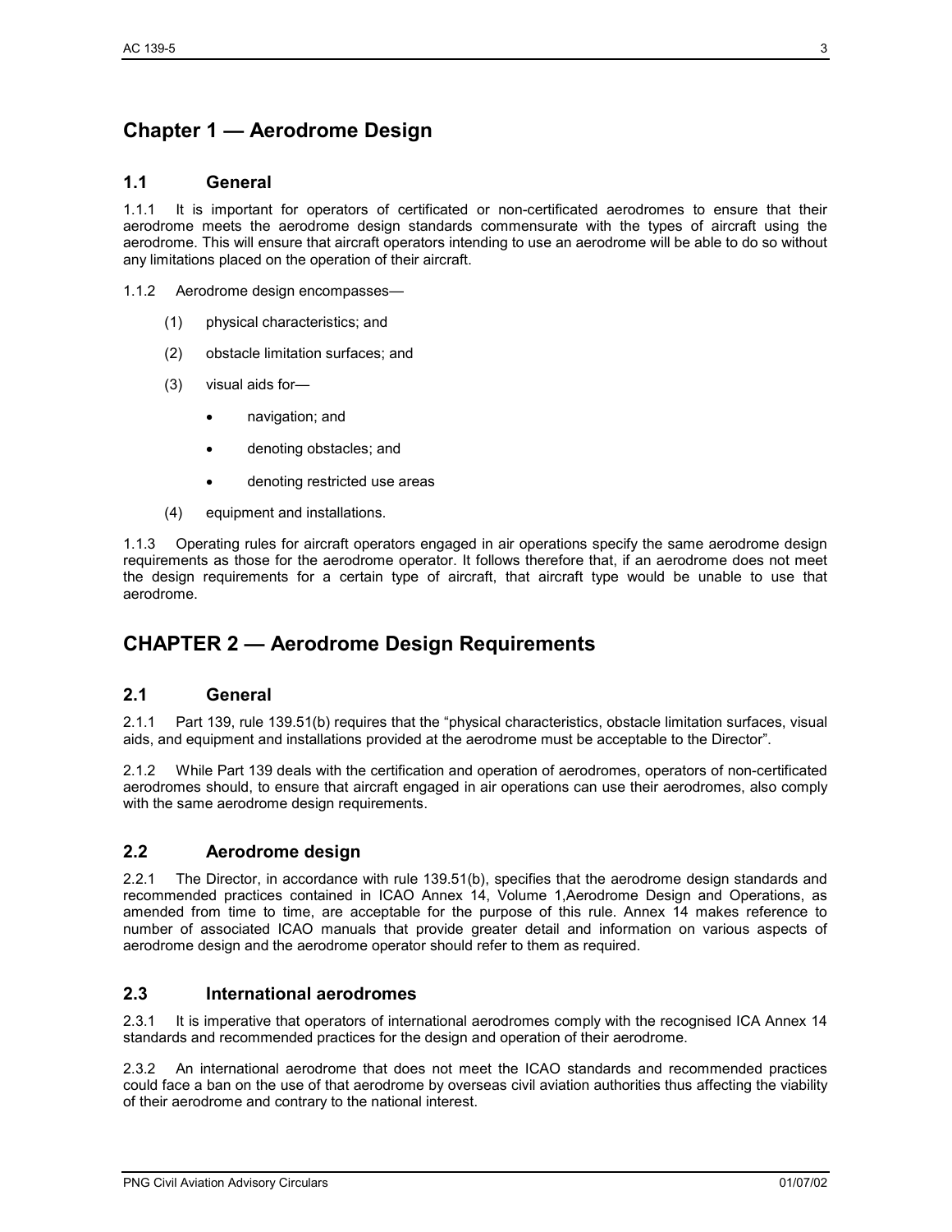# Chapter 1 — Aerodrome Design

## 1.1 General

1.1.1 It is important for operators of certificated or non-certificated aerodromes to ensure that their aerodrome meets the aerodrome design standards commensurate with the types of aircraft using the aerodrome. This will ensure that aircraft operators intending to use an aerodrome will be able to do so without any limitations placed on the operation of their aircraft.

1.1.2 Aerodrome design encompasses—

(1) physical characteristics; and

(2) obstacle limitation surfaces; and

(3) visual aids for—

- navigation; and
- denoting obstacles; and
- denoting restricted use areas

(4) equipment and installations.

1.1.3 Operating rules for aircraft operators engaged in air operations specify the same aerodrome design requirements as those for the aerodrome operator. It follows therefore that, if an aerodrome does not meet the design requirements for a certain type of aircraft, that aircraft type would be unable to use that aerodrome.

# CHAPTER 2 — Aerodrome Design Requirements

## 2.1 General

2.1.1 Part 139, rule 139.51(b) requires that the "physical characteristics, obstacle limitation surfaces, visual aids, and equipment and installations provided at the aerodrome must be acceptable to the Director".

2.1.2 While Part 139 deals with the certification and operation of aerodromes, operators of non-certificated aerodromes should, to ensure that aircraft engaged in air operations can use their aerodromes, also comply with the same aerodrome design requirements.

## 2.2 Aerodrome design

2.2.1 The Director, in accordance with rule 139.51(b), specifies that the aerodrome design standards and recommended practices contained in ICAO Annex 14, Volume 1,Aerodrome Design and Operations, as amended from time to time, are acceptable for the purpose of this rule. Annex 14 makes reference to number of associated ICAO manuals that provide greater detail and information on various aspects of aerodrome design and the aerodrome operator should refer to them as required.

## 2.3 International aerodromes

2.3.1 It is imperative that operators of international aerodromes comply with the recognised ICA Annex 14 standards and recommended practices for the design and operation of their aerodrome.

2.3.2 An international aerodrome that does not meet the ICAO standards and recommended practices could face a ban on the use of that aerodrome by overseas civil aviation authorities thus affecting the viability of their aerodrome and contrary to the national interest.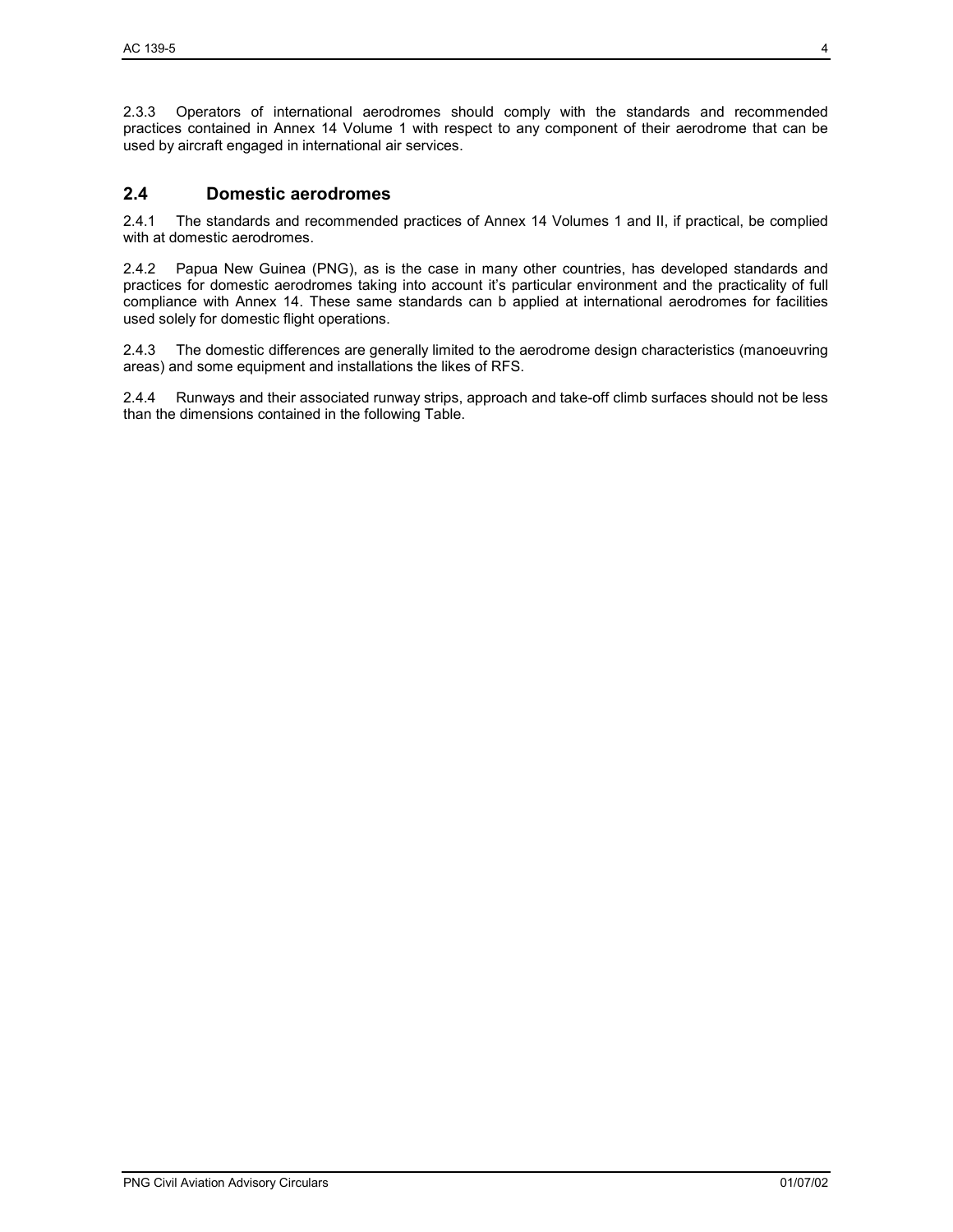2.3.3 Operators of international aerodromes should comply with the standards and recommended practices contained in Annex 14 Volume 1 with respect to any component of their aerodrome that can be used by aircraft engaged in international air services.

## 2.4 Domestic aerodromes

2.4.1 The standards and recommended practices of Annex 14 Volumes 1 and II, if practical, be complied with at domestic aerodromes.

2.4.2 Papua New Guinea (PNG), as is the case in many other countries, has developed standards and practices for domestic aerodromes taking into account it's particular environment and the practicality of full compliance with Annex 14. These same standards can b applied at international aerodromes for facilities used solely for domestic flight operations.

2.4.3 The domestic differences are generally limited to the aerodrome design characteristics (manoeuvring areas) and some equipment and installations the likes of RFS.

2.4.4 Runways and their associated runway strips, approach and take-off climb surfaces should not be less than the dimensions contained in the following Table.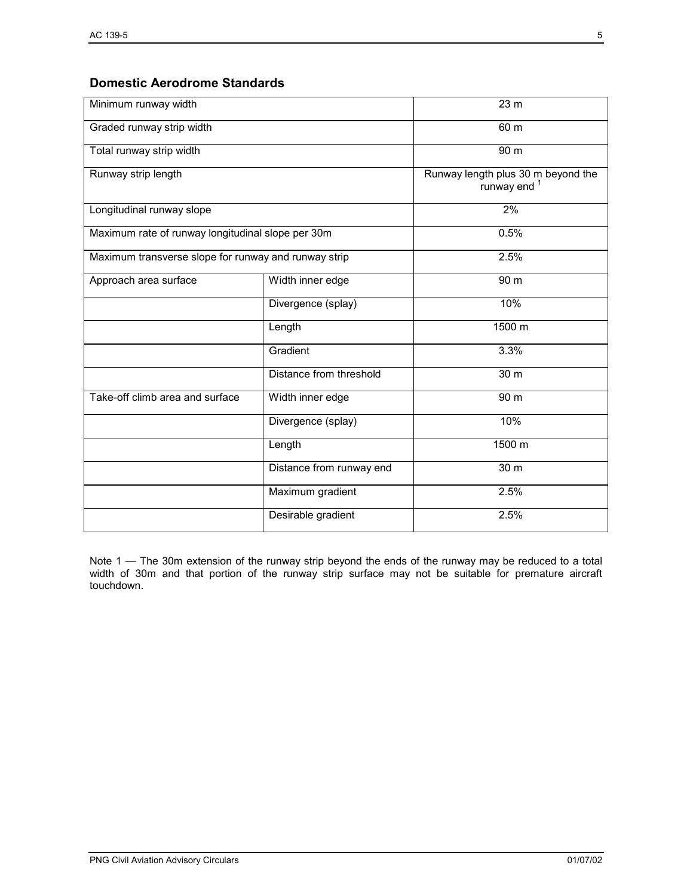## Domestic Aerodrome Standards

| | | |
|---|---|---|
| Minimum runway width | | 23 m |
| Graded runway strip width | | 60 m |
| Total runway strip width | | 90 m |
| Runway strip length | | Runway length plus 30 m beyond the runway end [1] |
| Longitudinal runway slope | | 2% |
| Maximum rate of runway longitudinal slope per 30m | | 0.5% |
| Maximum transverse slope for runway and runway strip | | 2.5% |
| Approach area surface | Width inner edge | 90 m |
| | Divergence (splay) | 10% |
| | Length | 1500 m |
| | Gradient | 3.3% |
| | Distance from threshold | 30 m |
| Take-off climb area and surface | Width inner edge | 90 m |
| | Divergence (splay) | 10% |
| | Length | 1500 m |
| | Distance from runway end | 30 m |
| | Maximum gradient | 2.5% |
| | Desirable gradient | 2.5% |

Note 1 — The 30m extension of the runway strip beyond the ends of the runway may be reduced to a total width of 30m and that portion of the runway strip surface may not be suitable for premature aircraft touchdown.